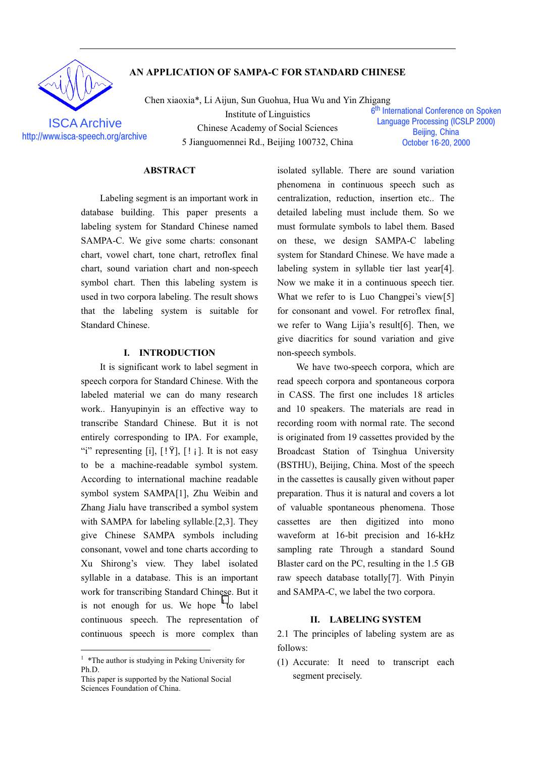# AN APPLICATION OF SAMPA-C FOR STANDARD CHINESE

Chen xiaoxia*, Li Aijun, Sun Guohua, Hua Wu and Yin Zhigang
Institute of Linguistics
Chinese Academy of Social Sciences
5 Jianguomennei Rd., Beijing 100732, China

ISCA Archive
http://www.isca-speech.org/archive

6th International Conference on Spoken Language Processing (ICSLP 2000)
Beijing, China
October 16-20, 2000

## ABSTRACT

Labeling segment is an important work in database building. This paper presents a labeling system for Standard Chinese named SAMPA-C. We give some charts: consonant chart, vowel chart, tone chart, retroflex final chart, sound variation chart and non-speech symbol chart. Then this labeling system is used in two corpora labeling. The result shows that the labeling system is suitable for Standard Chinese.

## I. INTRODUCTION

It is significant work to label segment in speech corpora for Standard Chinese. With the labeled material we can do many research work.. Hanyupinyin is an effective way to transcribe Standard Chinese. But it is not entirely corresponding to IPA. For example, "i" representing [i], [!Ÿ], [!¡]. It is not easy to be a machine-readable symbol system. According to international machine readable symbol system SAMPA[1], Zhu Weibin and Zhang Jialu have transcribed a symbol system with SAMPA for labeling syllable.[2,3]. They give Chinese SAMPA symbols including consonant, vowel and tone charts according to Xu Shirong's view. They label isolated syllable in a database. This is an important work for transcribing Standard Chinese. But it is not enough for us. We hope to label continuous speech. The representation of continuous speech is more complex than isolated syllable. There are sound variation phenomena in continuous speech such as centralization, reduction, insertion etc.. The detailed labeling must include them. So we must formulate symbols to label them. Based on these, we design SAMPA-C labeling system for Standard Chinese. We have made a labeling system in syllable tier last year[4]. Now we make it in a continuous speech tier. What we refer to is Luo Changpei's view[5] for consonant and vowel. For retroflex final, we refer to Wang Lijia's result[6]. Then, we give diacritics for sound variation and give non-speech symbols.

We have two-speech corpora, which are read speech corpora and spontaneous corpora in CASS. The first one includes 18 articles and 10 speakers. The materials are read in recording room with normal rate. The second is originated from 19 cassettes provided by the Broadcast Station of Tsinghua University (BSTHU), Beijing, China. Most of the speech in the cassettes is causally given without paper preparation. Thus it is natural and covers a lot of valuable spontaneous phenomena. Those cassettes are then digitized into mono waveform at 16-bit precision and 16-kHz sampling rate Through a standard Sound Blaster card on the PC, resulting in the 1.5 GB raw speech database totally[7]. With Pinyin and SAMPA-C, we label the two corpora.

## II. LABELING SYSTEM

2.1 The principles of labeling system are as follows:

(1) Accurate: It need to transcript each segment precisely.

---

[1] *The author is studying in Peking University for Ph.D.
This paper is supported by the National Social Sciences Foundation of China.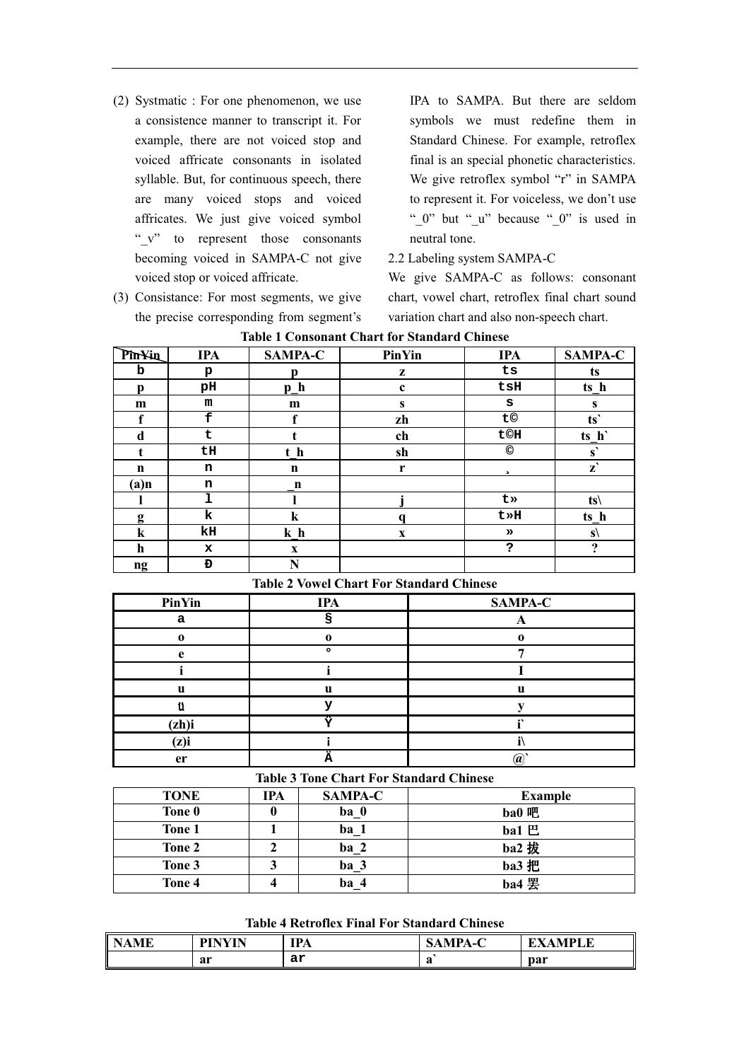(2) Systmatic : For one phenomenon, we use a consistence manner to transcript it. For example, there are not voiced stop and voiced affricate consonants in isolated syllable. But, for continuous speech, there are many voiced stops and voiced affricates. We just give voiced symbol "_v" to represent those consonants becoming voiced in SAMPA-C not give voiced stop or voiced affricate.

(3) Consistance: For most segments, we give the precise corresponding from segment's IPA to SAMPA. But there are seldom symbols we must redefine them in Standard Chinese. For example, retroflex final is an special phonetic characteristics. We give retroflex symbol "r" in SAMPA to represent it. For voiceless, we don't use "_0" but "_u" because "_0" is used in neutral tone.

2.2 Labeling system SAMPA-C

We give SAMPA-C as follows: consonant chart, vowel chart, retroflex final chart sound variation chart and also non-speech chart.

**Table 1 Consonant Chart for Standard Chinese**

| PinYin | IPA | SAMPA-C | PinYin | IPA | SAMPA-C |
|---|---|---|---|---|---|
| b | p | p | z | ts | ts |
| p | pH | p_h | c | tsH | ts_h |
| m | m | m | s | s | s |
| f | f | f | zh | t© | ts` |
| d | t | t | ch | t©H | ts_h` |
| t | tH | t_h | sh | © | s` |
| n | n | n | r | ¸ | z` |
| (a)n | n | _n | | | |
| l | l | l | j | t» | ts\ |
| g | k | k | q | t»H | ts_h |
| k | kH | k_h | x | » | s\ |
| h | x | x | | ? | ? |
| ng | Ð | N | | | |

**Table 2 Vowel Chart For Standard Chinese**

| PinYin | IPA | SAMPA-C |
|---|---|---|
| a | § | A |
| o | o | o |
| e | ° | 7 |
| i | i | I |
| u | u | u |
| ü | y | y |
| (zh)i | Ÿ | i` |
| (z)i | i | i\ |
| er | Ä | @` |

**Table 3 Tone Chart For Standard Chinese**

| TONE | IPA | SAMPA-C | Example |
|---|---|---|---|
| Tone 0 | 0 | ba_0 | ba0 吧 |
| Tone 1 | 1 | ba_1 | ba1 巴 |
| Tone 2 | 2 | ba_2 | ba2 拔 |
| Tone 3 | 3 | ba_3 | ba3 把 |
| Tone 4 | 4 | ba_4 | ba4 罢 |

**Table 4 Retroflex Final For Standard Chinese**

| NAME | PINYIN | IPA | SAMPA-C | EXAMPLE |
|---|---|---|---|---|
| | ar | ar | a` | par |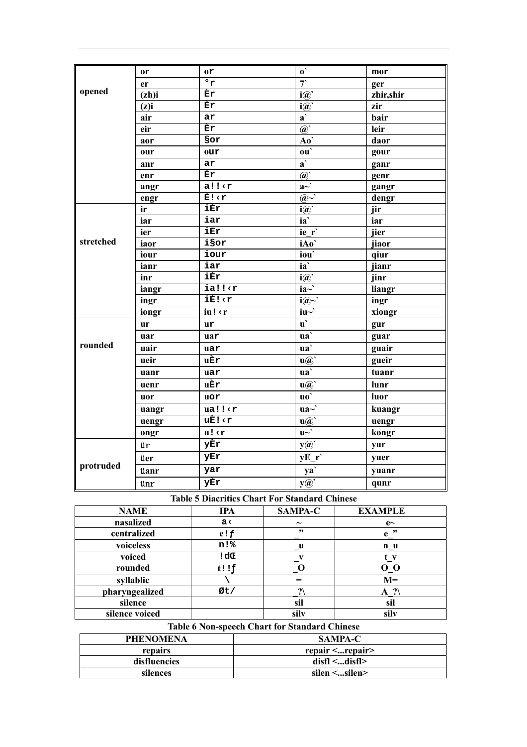|  |  |  |  |  |
| --- | --- | --- | --- | --- |
| opened | or | or | o` | mor |
|  | er | °r | 7` | ger |
|  | (zh)i | Èr | i@` | zhir,shir |
|  | (z)i | Èr | i@` | zir |
|  | air | ar | a` | bair |
|  | eir | Èr | @` | leir |
|  | aor | §or | Ao` | daor |
|  | our | our | ou` | gour |
|  | anr | ar | a` | ganr |
|  | enr | Èr | @` | genr |
|  | angr | a!!‹r | a~` | gangr |
|  | engr | È!‹r | @~` | dengr |
| stretched | ir | iÈr | i@` | jir |
|  | iar | iar | ia` | iar |
|  | ier | iEr | ie_r` | jier |
|  | iaor | i§or | iAo` | jiaor |
|  | iour | iour | iou` | qiur |
|  | ianr | iar | ia` | jianr |
|  | inr | iÈr | i@` | jinr |
|  | iangr | ia!!‹r | ia~` | liangr |
|  | ingr | iÈ!‹r | i@~` | ingr |
|  | iongr | iu!‹r | iu~` | xiongr |
| rounded | ur | ur | u` | gur |
|  | uar | uar | ua` | guar |
|  | uair | uar | ua` | guair |
|  | ueir | uÈr | u@` | gueir |
|  | uanr | uar | ua` | tuanr |
|  | uenr | uÈr | u@` | lunr |
|  | uor | uor | uo` | luor |
|  | uangr | ua!!‹r | ua~` | kuangr |
|  | uengr | uÈ!‹r | u@` | uengr |
|  | ongr | u!‹r | u~` | kongr |
| protruded | ür | yÈr | y@` | yur |
|  | üer | yEr | yE_r` | yuer |
|  | üanr | yar | ya` | yuanr |
|  | ünr | yÈr | y@` | qunr |

**Table 5 Diacritics Chart For Standard Chinese**

| NAME | IPA | SAMPA-C | EXAMPLE |
| --- | --- | --- | --- |
| nasalized | a‹ | ~ | e~ |
| centralized | e!ƒ | _" | e_" |
| voiceless | n!% | _u | n_u |
| voiced | !dŒ | _v | t_v |
| rounded | t!!ƒ | _O | O_O |
| syllablic | \ | = | M= |
| pharyngealized | Øt/ | _?\ | A_?\ |
| silence |  | sil | sil |
| silence voiced |  | silv | silv |

**Table 6 Non-speech Chart for Standard Chinese**

| PHENOMENA | SAMPA-C |
| --- | --- |
| repairs | repair <...repair> |
| disfluencies | disfl <...disfl> |
| silences | silen <...silen> |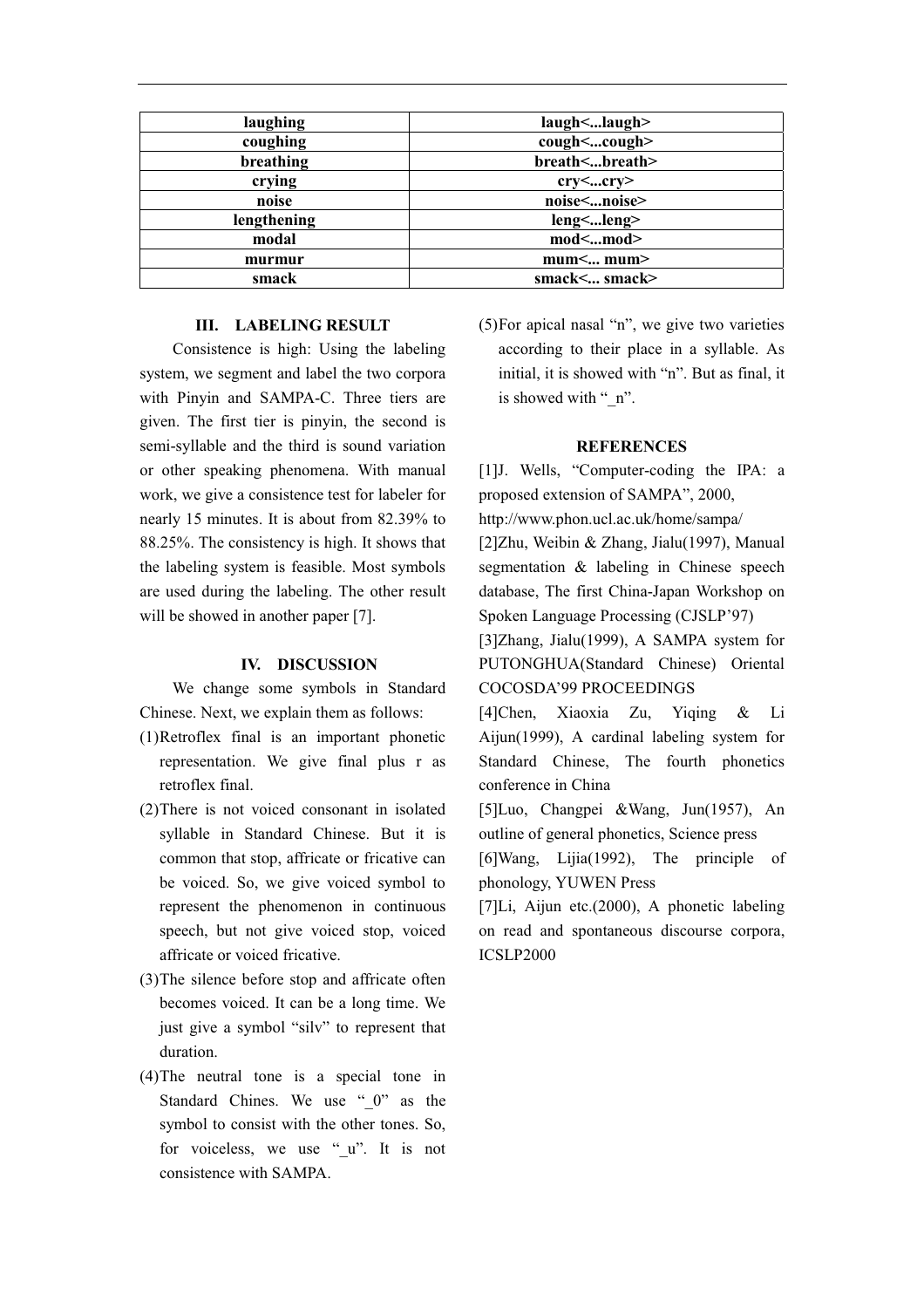| | |
|---|---|
| **laughing** | **laugh<...laugh>** |
| **coughing** | **cough<...cough>** |
| **breathing** | **breath<...breath>** |
| **crying** | **cry<...cry>** |
| **noise** | **noise<...noise>** |
| **lengthening** | **leng<...leng>** |
| **modal** | **mod<...mod>** |
| **murmur** | **mum<... mum>** |
| **smack** | **smack<... smack>** |

## III. LABELING RESULT

Consistence is high: Using the labeling system, we segment and label the two corpora with Pinyin and SAMPA-C. Three tiers are given. The first tier is pinyin, the second is semi-syllable and the third is sound variation or other speaking phenomena. With manual work, we give a consistence test for labeler for nearly 15 minutes. It is about from 82.39% to 88.25%. The consistency is high. It shows that the labeling system is feasible. Most symbols are used during the labeling. The other result will be showed in another paper [7].

## IV. DISCUSSION

We change some symbols in Standard Chinese. Next, we explain them as follows:

(1)Retroflex final is an important phonetic representation. We give final plus r as retroflex final.

(2)There is not voiced consonant in isolated syllable in Standard Chinese. But it is common that stop, affricate or fricative can be voiced. So, we give voiced symbol to represent the phenomenon in continuous speech, but not give voiced stop, voiced affricate or voiced fricative.

(3)The silence before stop and affricate often becomes voiced. It can be a long time. We just give a symbol "silv" to represent that duration.

(4)The neutral tone is a special tone in Standard Chines. We use "_0" as the symbol to consist with the other tones. So, for voiceless, we use "_u". It is not consistence with SAMPA.

(5)For apical nasal "n", we give two varieties according to their place in a syllable. As initial, it is showed with "n". But as final, it is showed with "_n".

## REFERENCES

[1]J. Wells, "Computer-coding the IPA: a proposed extension of SAMPA", 2000, http://www.phon.ucl.ac.uk/home/sampa/

[2]Zhu, Weibin & Zhang, Jialu(1997), Manual segmentation & labeling in Chinese speech database, The first China-Japan Workshop on Spoken Language Processing (CJSLP'97)

[3]Zhang, Jialu(1999), A SAMPA system for PUTONGHUA(Standard Chinese) Oriental COCOSDA'99 PROCEEDINGS

[4]Chen, Xiaoxia Zu, Yiqing & Li Aijun(1999), A cardinal labeling system for Standard Chinese, The fourth phonetics conference in China

[5]Luo, Changpei &Wang, Jun(1957), An outline of general phonetics, Science press

[6]Wang, Lijia(1992), The principle of phonology, YUWEN Press

[7]Li, Aijun etc.(2000), A phonetic labeling on read and spontaneous discourse corpora, ICSLP2000